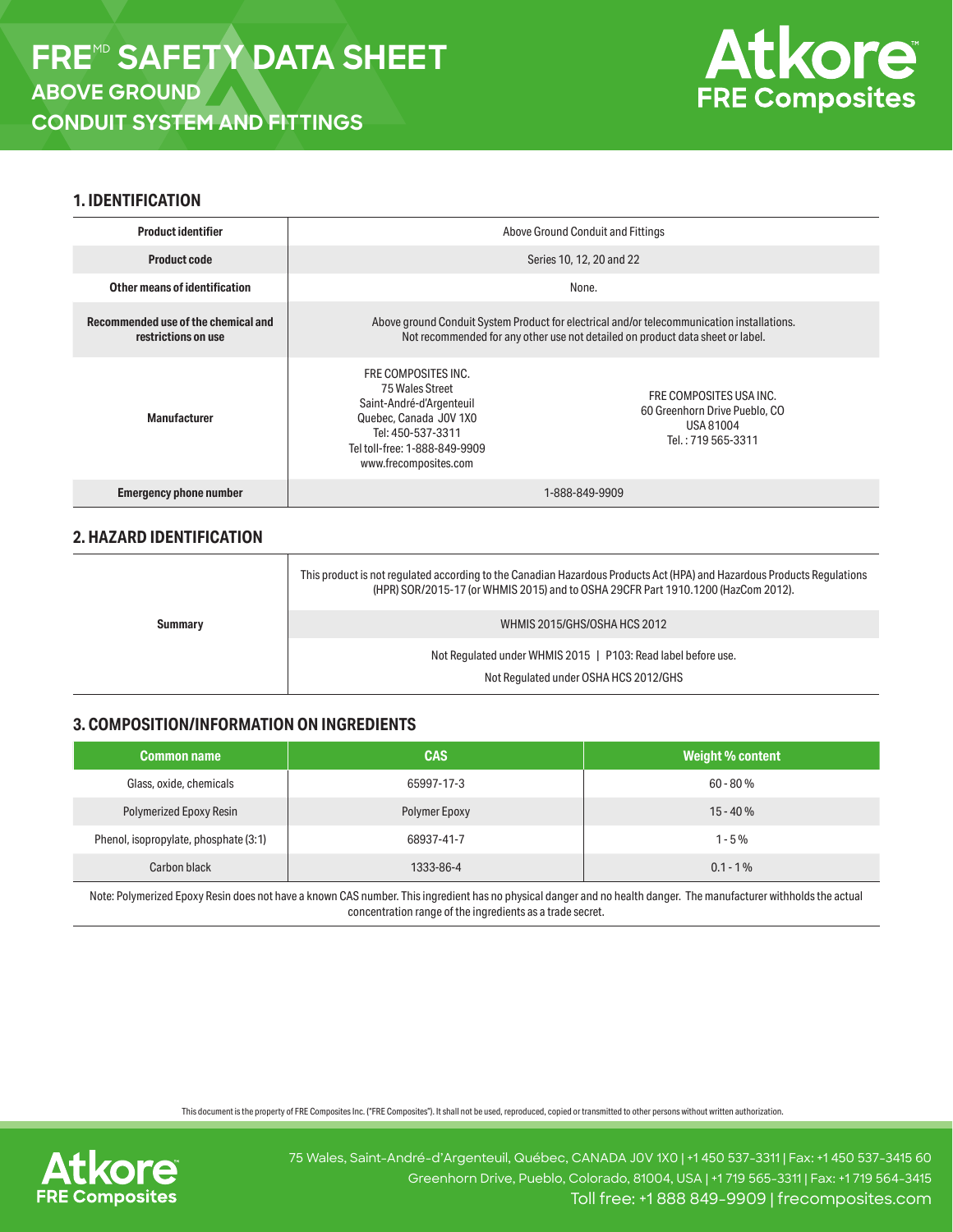# FRE[MD] SAFETY DATA SHEET

## ABOVE GROUND CONDUIT SYSTEM AND FITTINGS

**Atkore FRE Composites**

### 1. IDENTIFICATION

| | |
|---|---|
| **Product identifier** | Above Ground Conduit and Fittings |
| **Product code** | Series 10, 12, 20 and 22 |
| **Other means of identification** | None. |
| **Recommended use of the chemical and restrictions on use** | Above ground Conduit System Product for electrical and/or telecommunication installations. Not recommended for any other use not detailed on product data sheet or label. |
| **Manufacturer** | FRE COMPOSITES INC. 75 Wales Street Saint-André-d'Argenteuil Quebec, Canada J0V 1X0 Tel: 450-537-3311 Tel toll-free: 1-888-849-9909 www.frecomposites.com<br><br>FRE COMPOSITES USA INC. 60 Greenhorn Drive Pueblo, CO USA 81004 Tel. : 719 565-3311 |
| **Emergency phone number** | 1-888-849-9909 |

### 2. HAZARD IDENTIFICATION

| | |
|---|---|
| **Summary** | This product is not regulated according to the Canadian Hazardous Products Act (HPA) and Hazardous Products Regulations (HPR) SOR/2015-17 (or WHMIS 2015) and to OSHA 29CFR Part 1910.1200 (HazCom 2012). |
| | WHMIS 2015/GHS/OSHA HCS 2012 |
| | Not Regulated under WHMIS 2015 \| P103: Read label before use.<br>Not Regulated under OSHA HCS 2012/GHS |

### 3. COMPOSITION/INFORMATION ON INGREDIENTS

| Common name | CAS | Weight % content |
|---|---|---|
| Glass, oxide, chemicals | 65997-17-3 | 60 - 80 % |
| Polymerized Epoxy Resin | Polymer Epoxy | 15 - 40 % |
| Phenol, isopropylate, phosphate (3:1) | 68937-41-7 | 1 - 5 % |
| Carbon black | 1333-86-4 | 0.1 - 1 % |

Note: Polymerized Epoxy Resin does not have a known CAS number. This ingredient has no physical danger and no health danger. The manufacturer withholds the actual concentration range of the ingredients as a trade secret.

This document is the property of FRE Composites Inc. ("FRE Composites"). It shall not be used, reproduced, copied or transmitted to other persons without written authorization.

75 Wales, Saint-André-d'Argenteuil, Québec, CANADA J0V 1X0 | +1 450 537-3311 | Fax: +1 450 537-3415 60 Greenhorn Drive, Pueblo, Colorado, 81004, USA | +1 719 565-3311 | Fax: +1 719 564-3415
Toll free: +1 888 849-9909 | frecomposites.com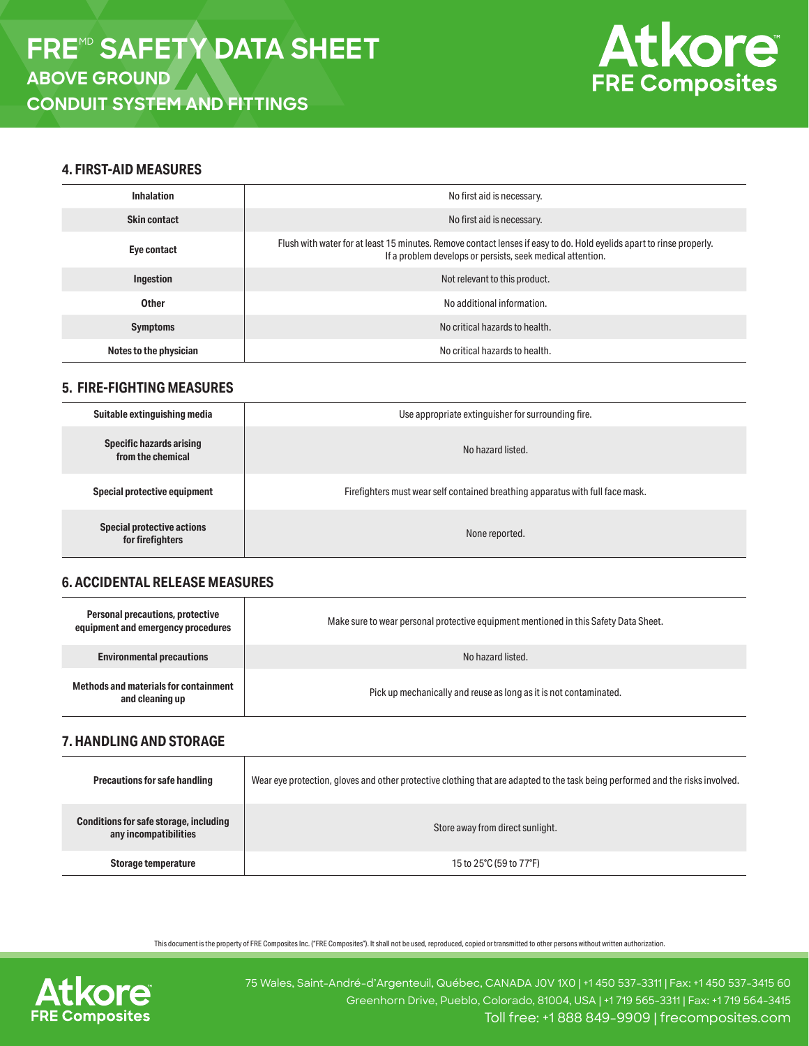## 4. FIRST-AID MEASURES

| | |
|---|---|
| **Inhalation** | No first aid is necessary. |
| **Skin contact** | No first aid is necessary. |
| **Eye contact** | Flush with water for at least 15 minutes. Remove contact lenses if easy to do. Hold eyelids apart to rinse properly. If a problem develops or persists, seek medical attention. |
| **Ingestion** | Not relevant to this product. |
| **Other** | No additional information. |
| **Symptoms** | No critical hazards to health. |
| **Notes to the physician** | No critical hazards to health. |

## 5. FIRE-FIGHTING MEASURES

| | |
|---|---|
| **Suitable extinguishing media** | Use appropriate extinguisher for surrounding fire. |
| **Specific hazards arising from the chemical** | No hazard listed. |
| **Special protective equipment** | Firefighters must wear self contained breathing apparatus with full face mask. |
| **Special protective actions for firefighters** | None reported. |

## 6. ACCIDENTAL RELEASE MEASURES

| | |
|---|---|
| **Personal precautions, protective equipment and emergency procedures** | Make sure to wear personal protective equipment mentioned in this Safety Data Sheet. |
| **Environmental precautions** | No hazard listed. |
| **Methods and materials for containment and cleaning up** | Pick up mechanically and reuse as long as it is not contaminated. |

## 7. HANDLING AND STORAGE

| | |
|---|---|
| **Precautions for safe handling** | Wear eye protection, gloves and other protective clothing that are adapted to the task being performed and the risks involved. |
| **Conditions for safe storage, including any incompatibilities** | Store away from direct sunlight. |
| **Storage temperature** | 15 to 25°C (59 to 77°F) |

This document is the property of FRE Composites Inc. ("FRE Composites"). It shall not be used, reproduced, copied or transmitted to other persons without written authorization.

75 Wales, Saint-André-d'Argenteuil, Québec, CANADA J0V 1X0 | +1 450 537-3311 | Fax: +1 450 537-3415 60 Greenhorn Drive, Pueblo, Colorado, 81004, USA | +1 719 565-3311 | Fax: +1 719 564-3415
Toll free: +1 888 849-9909 | frecomposites.com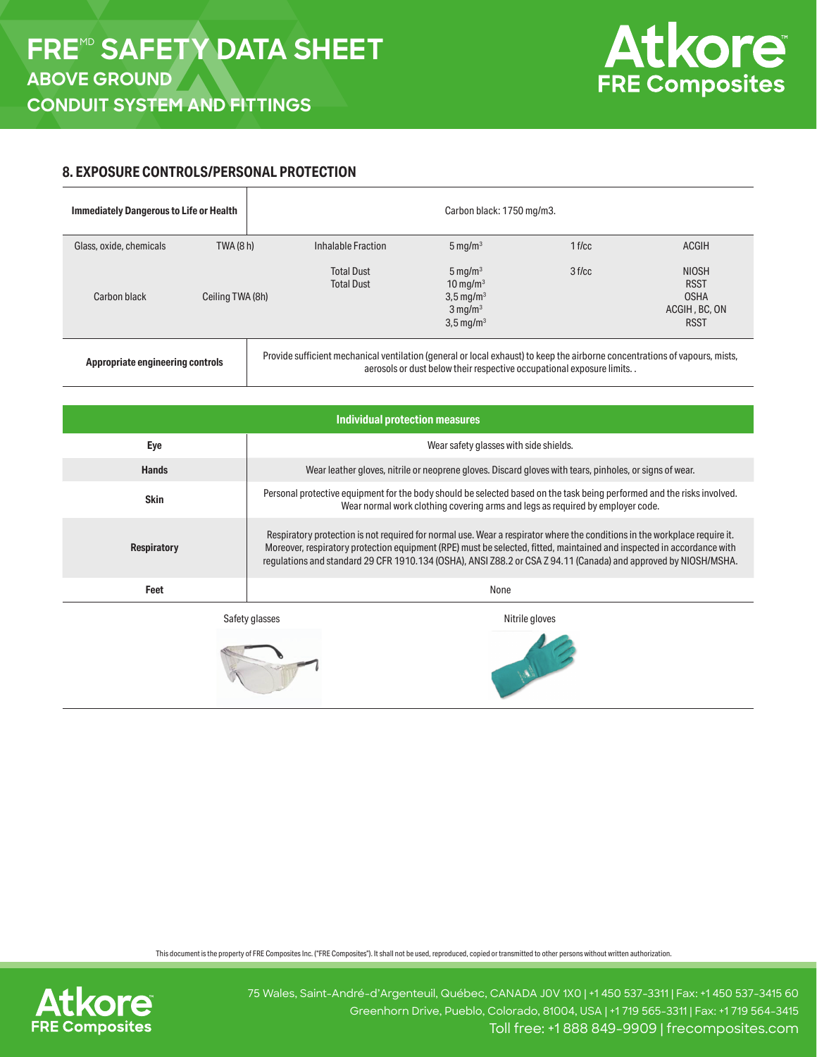## 8. EXPOSURE CONTROLS/PERSONAL PROTECTION

| Immediately Dangerous to Life or Health | | Carbon black: 1750 mg/m3. | | | |
|---|---|---|---|---|---|
| Glass, oxide, chemicals | TWA (8 h) | Inhalable Fraction | 5 mg/m$^3$ | 1 f/cc | ACGIH |
| Carbon black | Ceiling TWA (8h) | Total Dust<br>Total Dust | 5 mg/m$^3$<br>10 mg/m$^3$<br>3,5 mg/m$^3$<br>3 mg/m$^3$<br>3,5 mg/m$^3$ | 3 f/cc | NIOSH<br>RSST<br>OSHA<br>ACGIH , BC, ON<br>RSST |
| Appropriate engineering controls | | Provide sufficient mechanical ventilation (general or local exhaust) to keep the airborne concentrations of vapours, mists, aerosols or dust below their respective occupational exposure limits. . | | | |

| Individual protection measures | |
|---|---|
| Eye | Wear safety glasses with side shields. |
| Hands | Wear leather gloves, nitrile or neoprene gloves. Discard gloves with tears, pinholes, or signs of wear. |
| Skin | Personal protective equipment for the body should be selected based on the task being performed and the risks involved. Wear normal work clothing covering arms and legs as required by employer code. |
| Respiratory | Respiratory protection is not required for normal use. Wear a respirator where the conditions in the workplace require it. Moreover, respiratory protection equipment (RPE) must be selected, fitted, maintained and inspected in accordance with regulations and standard 29 CFR 1910.134 (OSHA), ANSI Z88.2 or CSA Z 94.11 (Canada) and approved by NIOSH/MSHA. |
| Feet | None |

Safety glasses

Nitrile gloves

This document is the property of FRE Composites Inc. ("FRE Composites"). It shall not be used, reproduced, copied or transmitted to other persons without written authorization.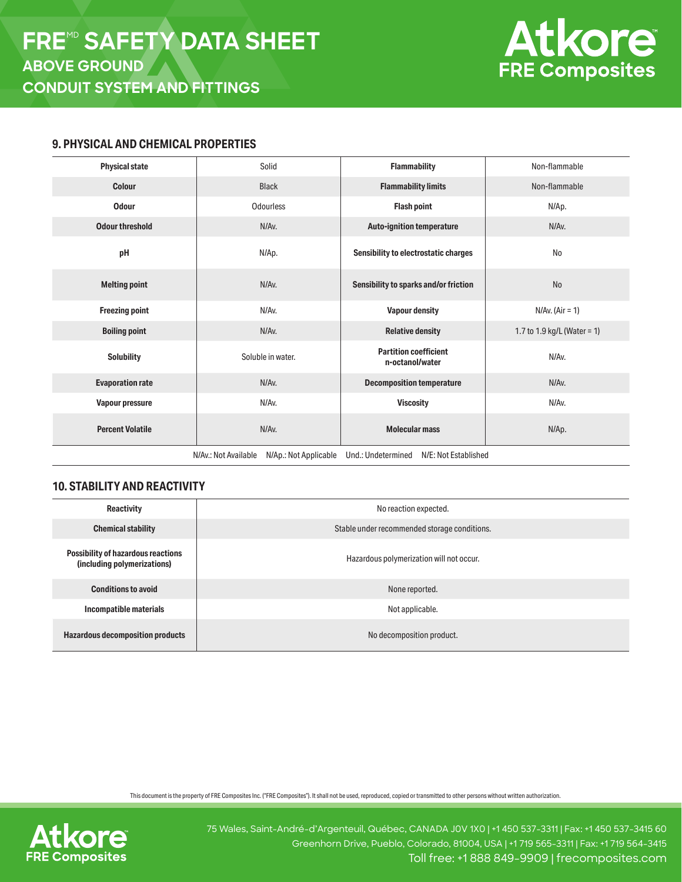## 9. PHYSICAL AND CHEMICAL PROPERTIES

| Physical state | Solid | Flammability | Non-flammable |
|---|---|---|---|
| Colour | Black | Flammability limits | Non-flammable |
| Odour | Odourless | Flash point | N/Ap. |
| Odour threshold | N/Av. | Auto-ignition temperature | N/Av. |
| pH | N/Ap. | Sensibility to electrostatic charges | No |
| Melting point | N/Av. | Sensibility to sparks and/or friction | No |
| Freezing point | N/Av. | Vapour density | N/Av. (Air = 1) |
| Boiling point | N/Av. | Relative density | 1.7 to 1.9 kg/L (Water = 1) |
| Solubility | Soluble in water. | Partition coefficient n-octanol/water | N/Av. |
| Evaporation rate | N/Av. | Decomposition temperature | N/Av. |
| Vapour pressure | N/Av. | Viscosity | N/Av. |
| Percent Volatile | N/Av. | Molecular mass | N/Ap. |

N/Av.: Not Available N/Ap.: Not Applicable Und.: Undetermined N/E: Not Established

## 10. STABILITY AND REACTIVITY

| Reactivity | No reaction expected. |
|---|---|
| Chemical stability | Stable under recommended storage conditions. |
| Possibility of hazardous reactions (including polymerizations) | Hazardous polymerization will not occur. |
| Conditions to avoid | None reported. |
| Incompatible materials | Not applicable. |
| Hazardous decomposition products | No decomposition product. |

This document is the property of FRE Composites Inc. ("FRE Composites"). It shall not be used, reproduced, copied or transmitted to other persons without written authorization.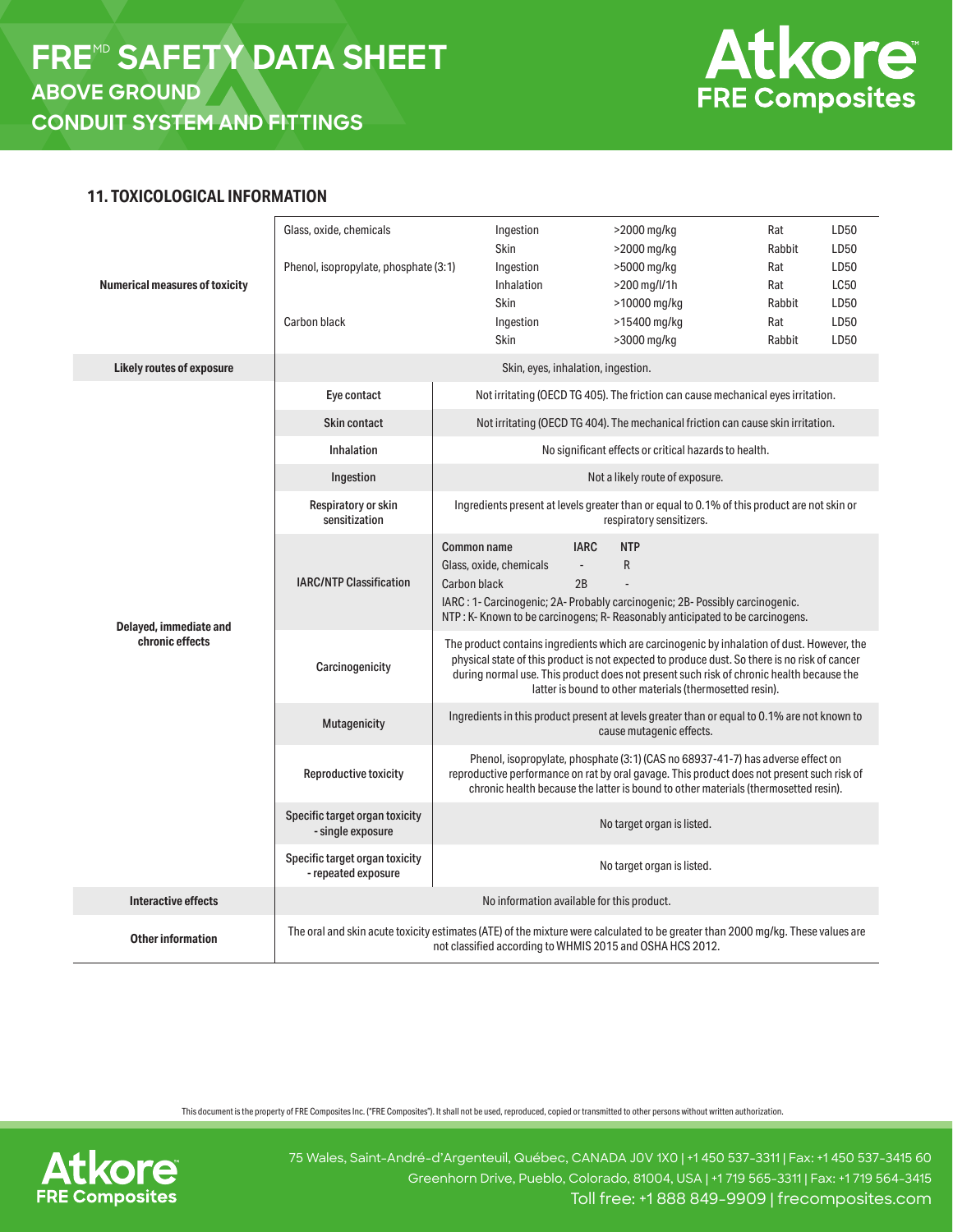## 11. TOXICOLOGICAL INFORMATION

| | | | | | |
|---|---|---|---|---|---|
| **Numerical measures of toxicity** | Glass, oxide, chemicals | Ingestion | >2000 mg/kg | Rat | LD50 |
| | | Skin | >2000 mg/kg | Rabbit | LD50 |
| | Phenol, isopropylate, phosphate (3:1) | Ingestion | >5000 mg/kg | Rat | LD50 |
| | | Inhalation | >200 mg/l/1h | Rat | LC50 |
| | | Skin | >10000 mg/kg | Rabbit | LD50 |
| | Carbon black | Ingestion | >15400 mg/kg | Rat | LD50 |
| | | Skin | >3000 mg/kg | Rabbit | LD50 |

| | | |
|---|---|---|
| **Likely routes of exposure** | Skin, eyes, inhalation, ingestion. | |
| **Delayed, immediate and chronic effects** | **Eye contact** | Not irritating (OECD TG 405). The friction can cause mechanical eyes irritation. |
| | **Skin contact** | Not irritating (OECD TG 404). The mechanical friction can cause skin irritation. |
| | **Inhalation** | No significant effects or critical hazards to health. |
| | **Ingestion** | Not a likely route of exposure. |
| | **Respiratory or skin sensitization** | Ingredients present at levels greater than or equal to 0.1% of this product are not skin or respiratory sensitizers. |
| | **IARC/NTP Classification** | **Common name** / **IARC** / **NTP**<br>Glass, oxide, chemicals / - / R<br>Carbon black / 2B / -<br>IARC : 1- Carcinogenic; 2A- Probably carcinogenic; 2B- Possibly carcinogenic.<br>NTP : K- Known to be carcinogens; R- Reasonably anticipated to be carcinogens. |
| | **Carcinogenicity** | The product contains ingredients which are carcinogenic by inhalation of dust. However, the physical state of this product is not expected to produce dust. So there is no risk of cancer during normal use. This product does not present such risk of chronic health because the latter is bound to other materials (thermosetted resin). |
| | **Mutagenicity** | Ingredients in this product present at levels greater than or equal to 0.1% are not known to cause mutagenic effects. |
| | **Reproductive toxicity** | Phenol, isopropylate, phosphate (3:1) (CAS no 68937-41-7) has adverse effect on reproductive performance on rat by oral gavage. This product does not present such risk of chronic health because the latter is bound to other materials (thermosetted resin). |
| | **Specific target organ toxicity - single exposure** | No target organ is listed. |
| | **Specific target organ toxicity - repeated exposure** | No target organ is listed. |
| **Interactive effects** | No information available for this product. | |
| **Other information** | The oral and skin acute toxicity estimates (ATE) of the mixture were calculated to be greater than 2000 mg/kg. These values are not classified according to WHMIS 2015 and OSHA HCS 2012. | |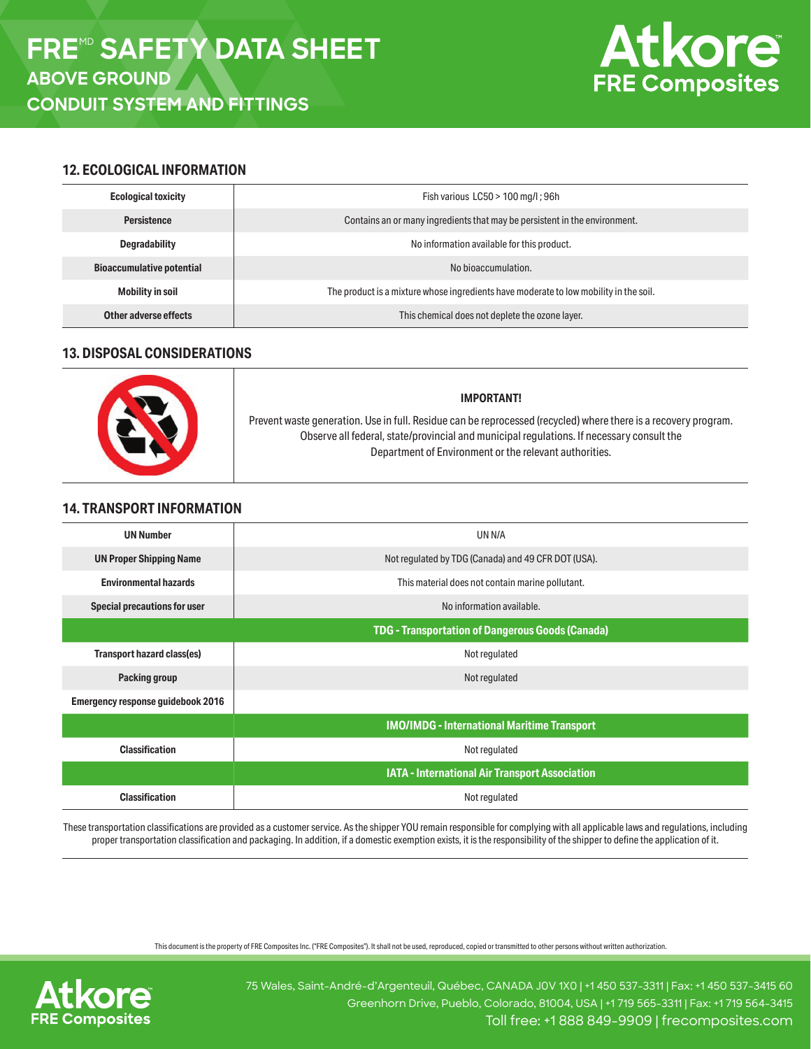## 12. ECOLOGICAL INFORMATION

| | |
|---|---|
| **Ecological toxicity** | Fish various LC50 > 100 mg/l ; 96h |
| **Persistence** | Contains an or many ingredients that may be persistent in the environment. |
| **Degradability** | No information available for this product. |
| **Bioaccumulative potential** | No bioaccumulation. |
| **Mobility in soil** | The product is a mixture whose ingredients have moderate to low mobility in the soil. |
| **Other adverse effects** | This chemical does not deplete the ozone layer. |

## 13. DISPOSAL CONSIDERATIONS

**IMPORTANT!**

Prevent waste generation. Use in full. Residue can be reprocessed (recycled) where there is a recovery program. Observe all federal, state/provincial and municipal regulations. If necessary consult the Department of Environment or the relevant authorities.

## 14. TRANSPORT INFORMATION

| | |
|---|---|
| **UN Number** | UN N/A |
| **UN Proper Shipping Name** | Not regulated by TDG (Canada) and 49 CFR DOT (USA). |
| **Environmental hazards** | This material does not contain marine pollutant. |
| **Special precautions for user** | No information available. |
| | **TDG - Transportation of Dangerous Goods (Canada)** |
| **Transport hazard class(es)** | Not regulated |
| **Packing group** | Not regulated |
| **Emergency response guidebook 2016** | |
| | **IMO/IMDG - International Maritime Transport** |
| **Classification** | Not regulated |
| | **IATA - International Air Transport Association** |
| **Classification** | Not regulated |

These transportation classifications are provided as a customer service. As the shipper YOU remain responsible for complying with all applicable laws and regulations, including proper transportation classification and packaging. In addition, if a domestic exemption exists, it is the responsibility of the shipper to define the application of it.

This document is the property of FRE Composites Inc. ("FRE Composites"). It shall not be used, reproduced, copied or transmitted to other persons without written authorization.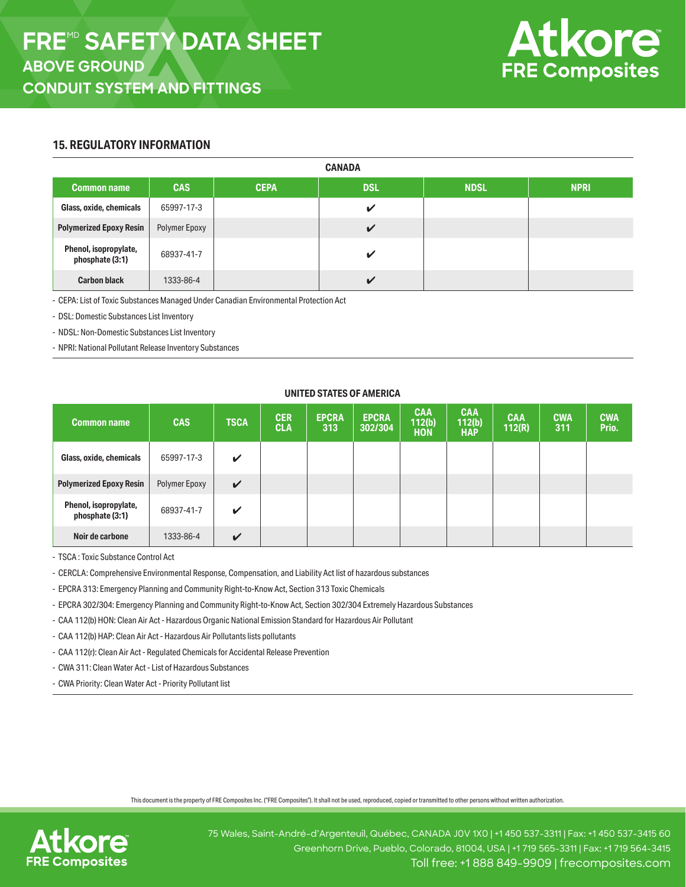## 15. REGULATORY INFORMATION

**CANADA**

| Common name | CAS | CEPA | DSL | NDSL | NPRI |
|---|---|---|---|---|---|
| Glass, oxide, chemicals | 65997-17-3 | | ✔ | | |
| Polymerized Epoxy Resin | Polymer Epoxy | | ✔ | | |
| Phenol, isopropylate, phosphate (3:1) | 68937-41-7 | | ✔ | | |
| Carbon black | 1333-86-4 | | ✔ | | |

- CEPA: List of Toxic Substances Managed Under Canadian Environmental Protection Act
- DSL: Domestic Substances List Inventory
- NDSL: Non-Domestic Substances List Inventory
- NPRI: National Pollutant Release Inventory Substances

**UNITED STATES OF AMERICA**

| Common name | CAS | TSCA | CERCLA | EPCRA 313 | EPCRA 302/304 | CAA 112(b) HON | CAA 112(b) HAP | CAA 112(R) | CWA 311 | CWA Prio. |
|---|---|---|---|---|---|---|---|---|---|---|
| Glass, oxide, chemicals | 65997-17-3 | ✔ | | | | | | | | |
| Polymerized Epoxy Resin | Polymer Epoxy | ✔ | | | | | | | | |
| Phenol, isopropylate, phosphate (3:1) | 68937-41-7 | ✔ | | | | | | | | |
| Noir de carbone | 1333-86-4 | ✔ | | | | | | | | |

- TSCA : Toxic Substance Control Act
- CERCLA: Comprehensive Environmental Response, Compensation, and Liability Act list of hazardous substances
- EPCRA 313: Emergency Planning and Community Right-to-Know Act, Section 313 Toxic Chemicals
- EPCRA 302/304: Emergency Planning and Community Right-to-Know Act, Section 302/304 Extremely Hazardous Substances
- CAA 112(b) HON: Clean Air Act - Hazardous Organic National Emission Standard for Hazardous Air Pollutant
- CAA 112(b) HAP: Clean Air Act - Hazardous Air Pollutants lists pollutants
- CAA 112(r): Clean Air Act - Regulated Chemicals for Accidental Release Prevention
- CWA 311: Clean Water Act - List of Hazardous Substances
- CWA Priority: Clean Water Act - Priority Pollutant list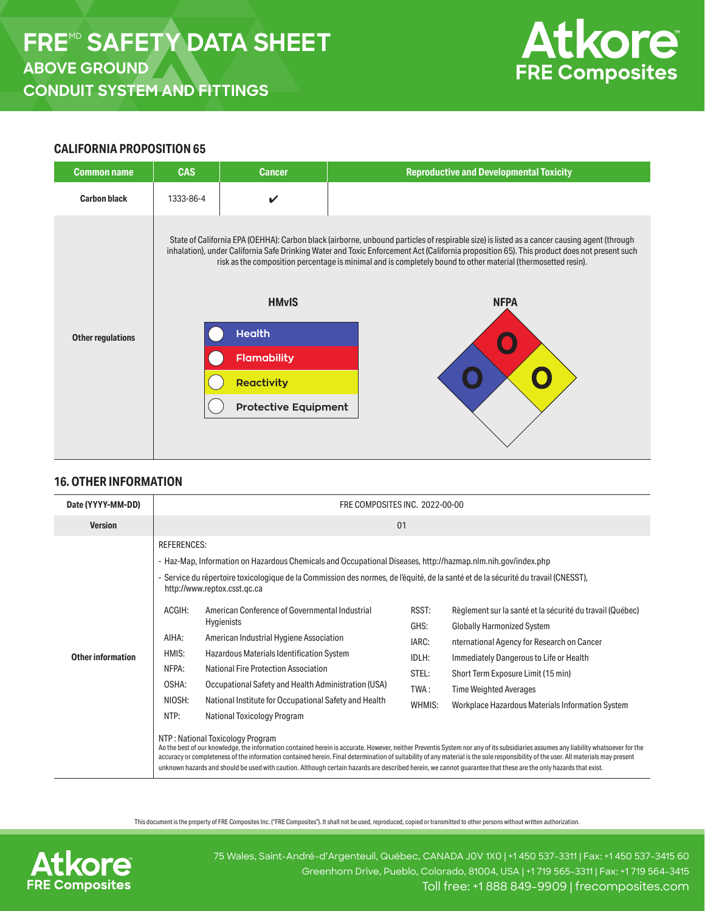## CALIFORNIA PROPOSITION 65

| Common name | CAS | Cancer | Reproductive and Developmental Toxicity |
|---|---|---|---|
| Carbon black | 1333-86-4 | ✔ | |
| Other regulations | State of California EPA (OEHHA): Carbon black (airborne, unbound particles of respirable size) is listed as a cancer causing agent (through inhalation), under California Safe Drinking Water and Toxic Enforcement Act (California proposition 65). This product does not present such risk as the composition percentage is minimal and is completely bound to other material (thermosetted resin). | | |

**HMvIS**

- Health
- Flamability
- Reactivity
- Protective Equipment

**NFPA**

0
0
0

## 16. OTHER INFORMATION

| | |
|---|---|
| Date (YYYY-MM-DD) | FRE COMPOSITES INC. 2022-00-00 |
| Version | 01 |

**Other information**

REFERENCES:

- Haz-Map, Information on Hazardous Chemicals and Occupational Diseases, http://hazmap.nlm.nih.gov/index.php
- Service du répertoire toxicologique de la Commission des normes, de l'équité, de la santé et de la sécurité du travail (CNESST), http://www.reptox.csst.qc.ca

| | |
|---|---|
| ACGIH: | American Conference of Governmental Industrial Hygienists |
| AIHA: | American Industrial Hygiene Association |
| HMIS: | Hazardous Materials Identification System |
| NFPA: | National Fire Protection Association |
| OSHA: | Occupational Safety and Health Administration (USA) |
| NIOSH: | National Institute for Occupational Safety and Health |
| NTP: | National Toxicology Program |
| RSST: | Règlement sur la santé et la sécurité du travail (Québec) |
| GHS: | Globally Harmonized System |
| IARC: | nternational Agency for Research on Cancer |
| IDLH: | Immediately Dangerous to Life or Health |
| STEL: | Short Term Exposure Limit (15 min) |
| TWA : | Time Weighted Averages |
| WHMIS: | Workplace Hazardous Materials Information System |

NTP : National Toxicology Program

Ao the best of our knowledge, the information contained herein is accurate. However, neither Preventis System nor any of its subsidiaries assumes any liability whatsoever for the accuracy or completeness of the information contained herein. Final determination of suitability of any material is the sole responsibility of the user. All materials may present unknown hazards and should be used with caution. Although certain hazards are described herein, we cannot guarantee that these are the only hazards that exist.

This document is the property of FRE Composites Inc. ("FRE Composites"). It shall not be used, reproduced, copied or transmitted to other persons without written authorization.